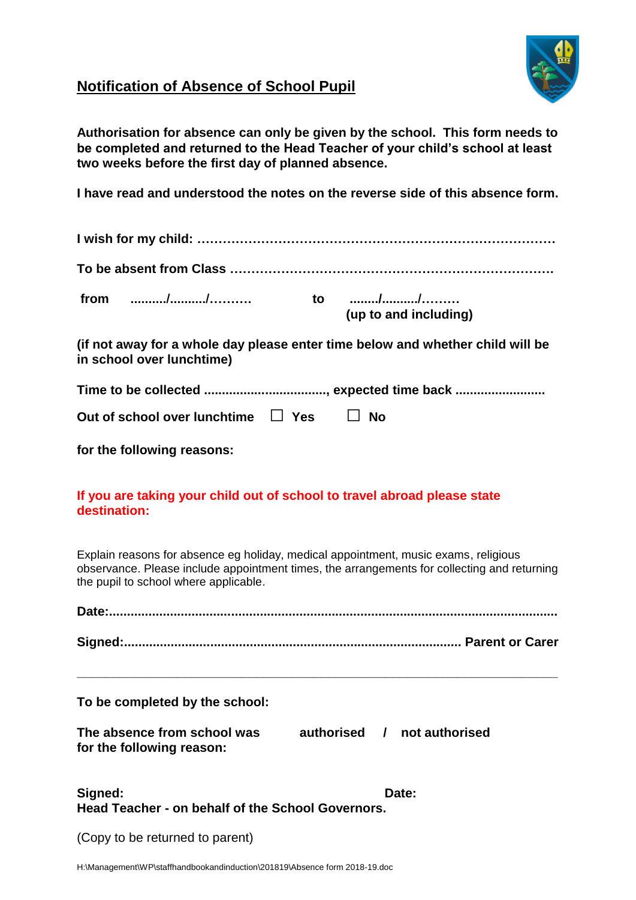## Notification of Absence of School Pupil

**Authorisation for absence can only be given by the school. This form needs to be completed and returned to the Head Teacher of your child's school at least two weeks before the first day of planned absence.**

**I have read and understood the notes on the reverse side of this absence form.**

**I wish for my child: …………………………………………………………………………**

**To be absent from Class …………………………………………………………………**

**from ........../........../……….   to ......../........../………**
**(up to and including)**

**(if not away for a whole day please enter time below and whether child will be in school over lunchtime)**

**Time to be collected ................................., expected time back ........................**

**Out of school over lunchtime ☐ Yes ☐ No**

**for the following reasons:**

**If you are taking your child out of school to travel abroad please state destination:**

Explain reasons for absence eg holiday, medical appointment, music exams, religious observance. Please include appointment times, the arrangements for collecting and returning the pupil to school where applicable.

**Date:..........................................................................................................................**

**Signed:.......................................................................................... Parent or Carer**

---

**To be completed by the school:**

**The absence from school was for the following reason:   authorised / not authorised**

**Signed:   Date:**
**Head Teacher - on behalf of the School Governors.**

(Copy to be returned to parent)

H:\Management\WP\staffhandbookandinduction\201819\Absence form 2018-19.doc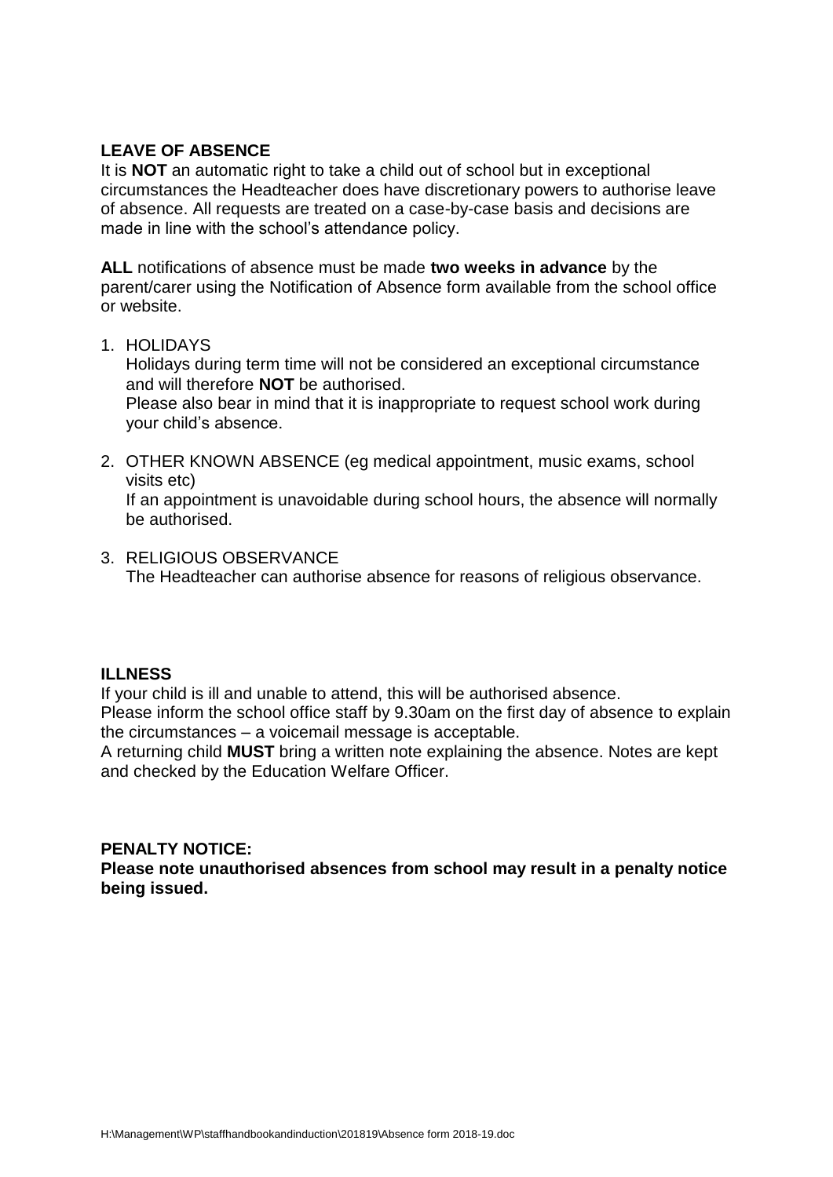## LEAVE OF ABSENCE

It is **NOT** an automatic right to take a child out of school but in exceptional circumstances the Headteacher does have discretionary powers to authorise leave of absence. All requests are treated on a case-by-case basis and decisions are made in line with the school's attendance policy.

**ALL** notifications of absence must be made **two weeks in advance** by the parent/carer using the Notification of Absence form available from the school office or website.

1. HOLIDAYS
   Holidays during term time will not be considered an exceptional circumstance and will therefore **NOT** be authorised.
   Please also bear in mind that it is inappropriate to request school work during your child's absence.

2. OTHER KNOWN ABSENCE (eg medical appointment, music exams, school visits etc)
   If an appointment is unavoidable during school hours, the absence will normally be authorised.

3. RELIGIOUS OBSERVANCE
   The Headteacher can authorise absence for reasons of religious observance.

## ILLNESS

If your child is ill and unable to attend, this will be authorised absence.
Please inform the school office staff by 9.30am on the first day of absence to explain the circumstances – a voicemail message is acceptable.
A returning child **MUST** bring a written note explaining the absence. Notes are kept and checked by the Education Welfare Officer.

## PENALTY NOTICE:

**Please note unauthorised absences from school may result in a penalty notice being issued.**

H:\Management\WP\staffhandbookandinduction\201819\Absence form 2018-19.doc